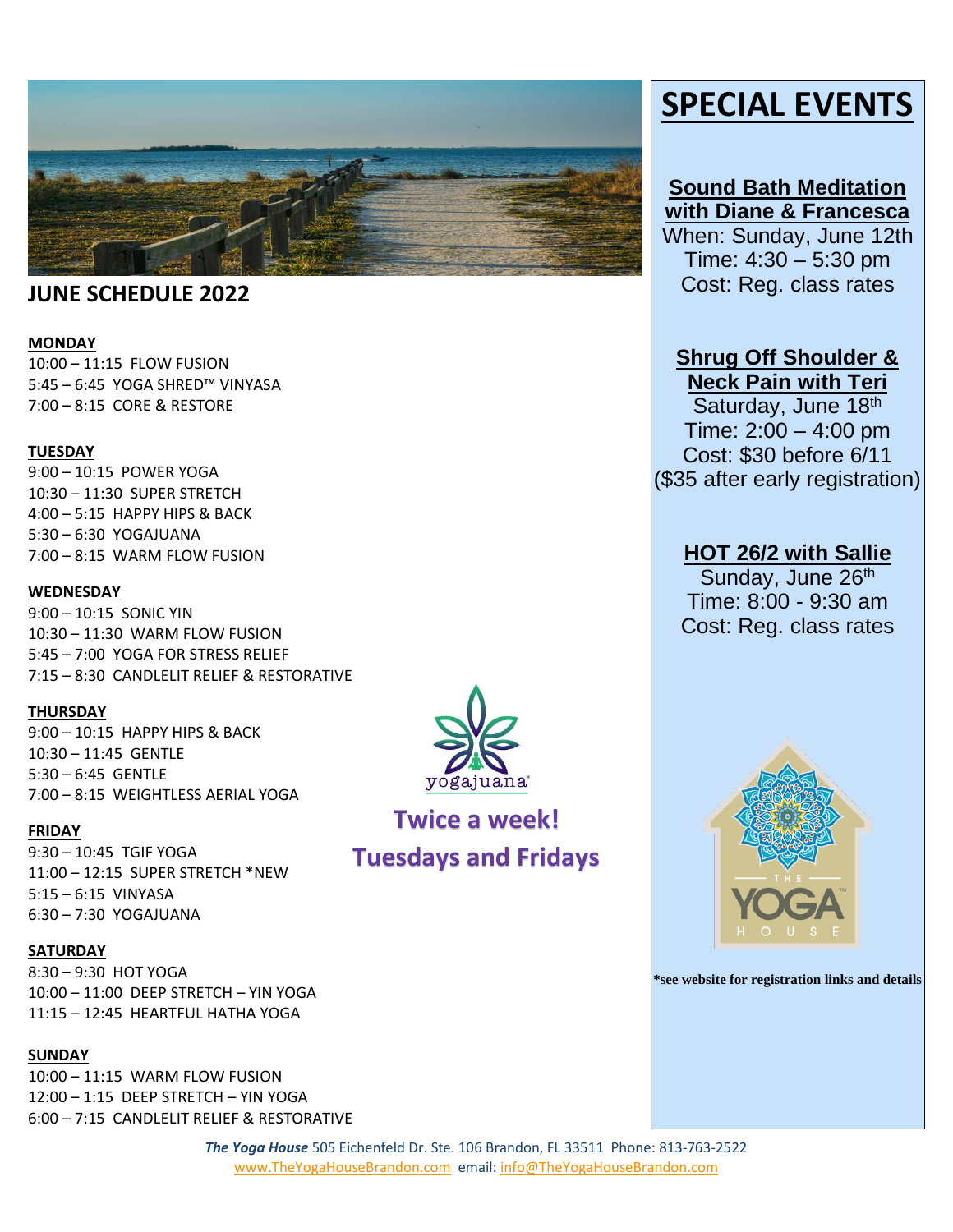## JUNE SCHEDULE 2022

**MONDAY**
10:00 – 11:15 FLOW FUSION
5:45 – 6:45 YOGA SHRED™ VINYASA
7:00 – 8:15 CORE & RESTORE

**TUESDAY**
9:00 – 10:15 POWER YOGA
10:30 – 11:30 SUPER STRETCH
4:00 – 5:15 HAPPY HIPS & BACK
5:30 – 6:30 YOGAJUANA
7:00 – 8:15 WARM FLOW FUSION

**WEDNESDAY**
9:00 – 10:15 SONIC YIN
10:30 – 11:30 WARM FLOW FUSION
5:45 – 7:00 YOGA FOR STRESS RELIEF
7:15 – 8:30 CANDLELIT RELIEF & RESTORATIVE

**THURSDAY**
9:00 – 10:15 HAPPY HIPS & BACK
10:30 – 11:45 GENTLE
5:30 – 6:45 GENTLE
7:00 – 8:15 WEIGHTLESS AERIAL YOGA

**FRIDAY**
9:30 – 10:45 TGIF YOGA
11:00 – 12:15 SUPER STRETCH *NEW
5:15 – 6:15 VINYASA
6:30 – 7:30 YOGAJUANA

**SATURDAY**
8:30 – 9:30 HOT YOGA
10:00 – 11:00 DEEP STRETCH – YIN YOGA
11:15 – 12:45 HEARTFUL HATHA YOGA

**SUNDAY**
10:00 – 11:15 WARM FLOW FUSION
12:00 – 1:15 DEEP STRETCH – YIN YOGA
6:00 – 7:15 CANDLELIT RELIEF & RESTORATIVE

yogajuana®

**Twice a week!**
**Tuesdays and Fridays**

# SPECIAL EVENTS

**Sound Bath Meditation with Diane & Francesca**
When: Sunday, June 12th
Time: 4:30 – 5:30 pm
Cost: Reg. class rates

**Shrug Off Shoulder & Neck Pain with Teri**
Saturday, June 18th
Time: 2:00 – 4:00 pm
Cost: $30 before 6/11
($35 after early registration)

**HOT 26/2 with Sallie**
Sunday, June 26th
Time: 8:00 - 9:30 am
Cost: Reg. class rates

THE YOGA HOUSE™

**\*see website for registration links and details**

***The Yoga House*** 505 Eichenfeld Dr. Ste. 106 Brandon, FL 33511 Phone: 813-763-2522
www.TheYogaHouseBrandon.com email: info@TheYogaHouseBrandon.com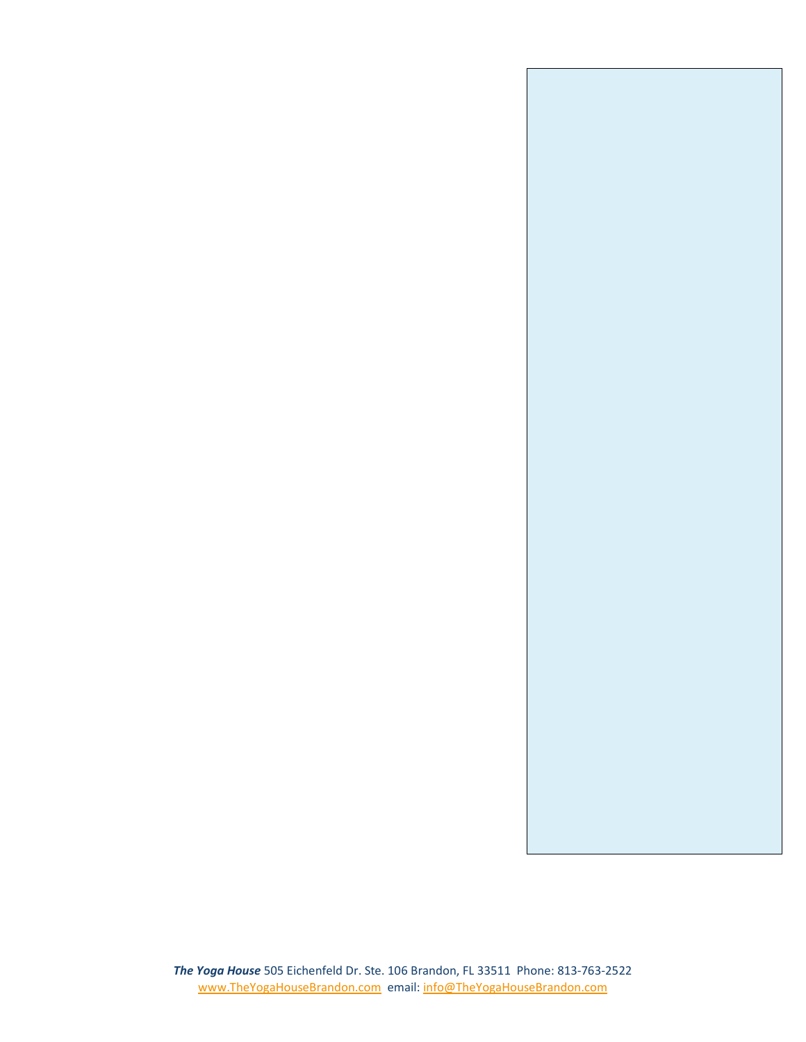***The Yoga House*** 505 Eichenfeld Dr. Ste. 106 Brandon, FL 33511 Phone: 813-763-2522
www.TheYogaHouseBrandon.com email: info@TheYogaHouseBrandon.com